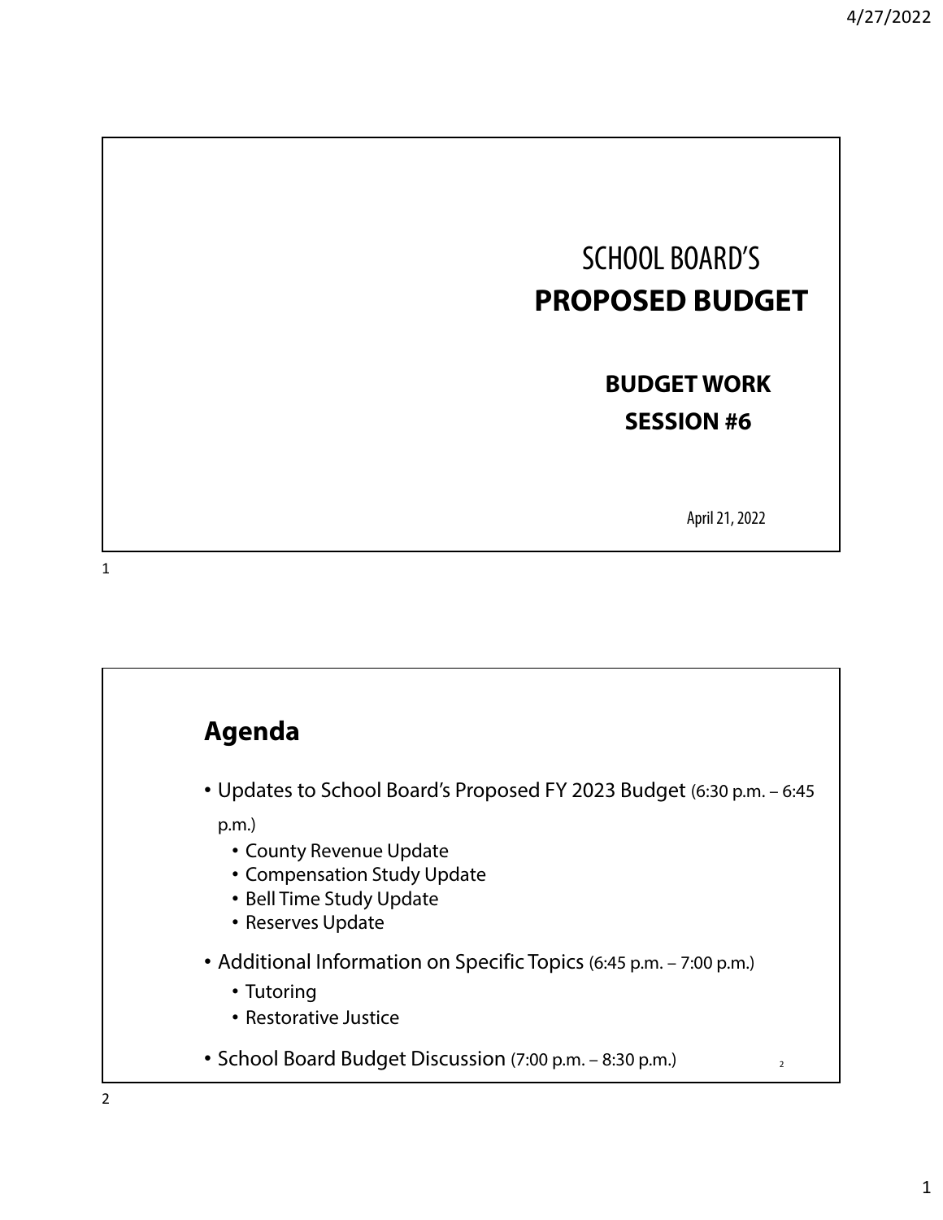# SCHOOL BOARD'S
# PROPOSED BUDGET

**BUDGET WORK SESSION #6**

April 21, 2022

## Agenda

- Updates to School Board's Proposed FY 2023 Budget (6:30 p.m. – 6:45 p.m.)
  - County Revenue Update
  - Compensation Study Update
  - Bell Time Study Update
  - Reserves Update
- Additional Information on Specific Topics (6:45 p.m. – 7:00 p.m.)
  - Tutoring
  - Restorative Justice
- School Board Budget Discussion (7:00 p.m. – 8:30 p.m.)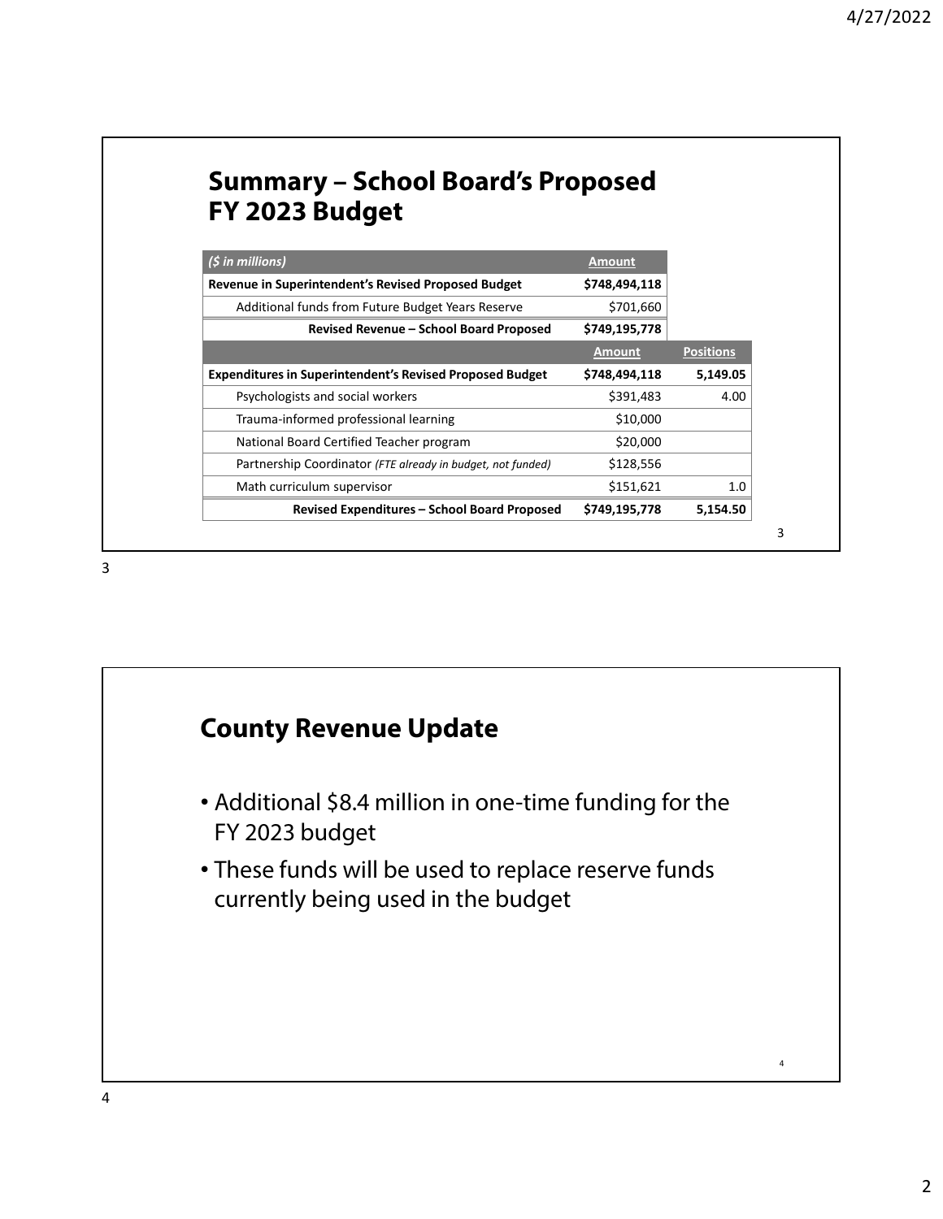## Summary – School Board's Proposed FY 2023 Budget

| *($ in millions)* | Amount | |
|---|---|---|
| **Revenue in Superintendent's Revised Proposed Budget** | **$748,494,118** | |
| Additional funds from Future Budget Years Reserve | $701,660 | |
| **Revised Revenue – School Board Proposed** | **$749,195,778** | |
| | **Amount** | **Positions** |
| **Expenditures in Superintendent's Revised Proposed Budget** | **$748,494,118** | **5,149.05** |
| Psychologists and social workers | $391,483 | 4.00 |
| Trauma-informed professional learning | $10,000 | |
| National Board Certified Teacher program | $20,000 | |
| Partnership Coordinator *(FTE already in budget, not funded)* | $128,556 | |
| Math curriculum supervisor | $151,621 | 1.0 |
| **Revised Expenditures – School Board Proposed** | **$749,195,778** | **5,154.50** |

## County Revenue Update

- Additional $8.4 million in one-time funding for the FY 2023 budget
- These funds will be used to replace reserve funds currently being used in the budget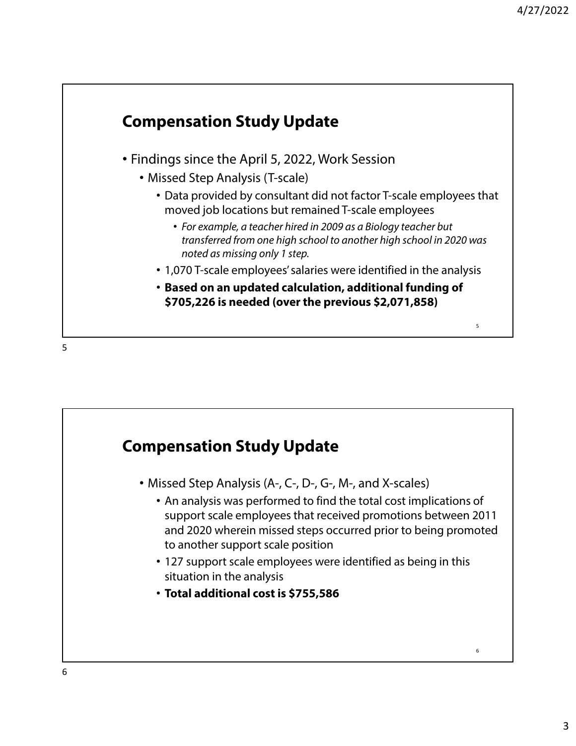## Compensation Study Update

- Findings since the April 5, 2022, Work Session
  - Missed Step Analysis (T-scale)
    - Data provided by consultant did not factor T-scale employees that moved job locations but remained T-scale employees
      - *For example, a teacher hired in 2009 as a Biology teacher but transferred from one high school to another high school in 2020 was noted as missing only 1 step.*
    - 1,070 T-scale employees' salaries were identified in the analysis
    - **Based on an updated calculation, additional funding of $705,226 is needed (over the previous $2,071,858)**

## Compensation Study Update

- Missed Step Analysis (A-, C-, D-, G-, M-, and X-scales)
  - An analysis was performed to find the total cost implications of support scale employees that received promotions between 2011 and 2020 wherein missed steps occurred prior to being promoted to another support scale position
  - 127 support scale employees were identified as being in this situation in the analysis
  - **Total additional cost is $755,586**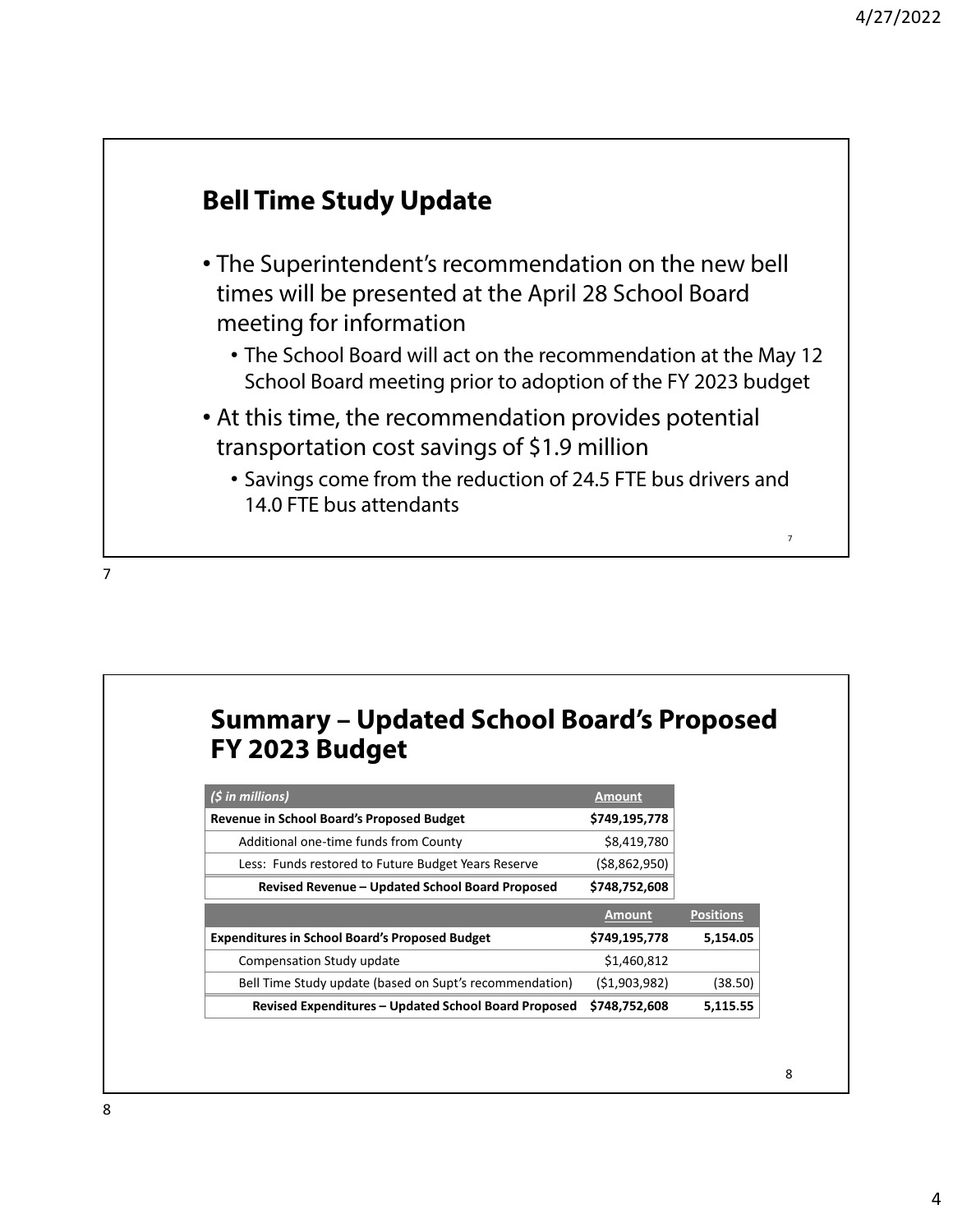## Bell Time Study Update

- The Superintendent's recommendation on the new bell times will be presented at the April 28 School Board meeting for information
  - The School Board will act on the recommendation at the May 12 School Board meeting prior to adoption of the FY 2023 budget
- At this time, the recommendation provides potential transportation cost savings of $1.9 million
  - Savings come from the reduction of 24.5 FTE bus drivers and 14.0 FTE bus attendants

## Summary – Updated School Board's Proposed FY 2023 Budget

| *($ in millions)* | Amount |
|---|---|
| **Revenue in School Board's Proposed Budget** | **$749,195,778** |
| Additional one-time funds from County | $8,419,780 |
| Less: Funds restored to Future Budget Years Reserve | ($8,862,950) |
| **Revised Revenue – Updated School Board Proposed** | **$748,752,608** |

| | Amount | Positions |
|---|---|---|
| **Expenditures in School Board's Proposed Budget** | **$749,195,778** | **5,154.05** |
| Compensation Study update | $1,460,812 | |
| Bell Time Study update (based on Supt's recommendation) | ($1,903,982) | (38.50) |
| **Revised Expenditures – Updated School Board Proposed** | **$748,752,608** | **5,115.55** |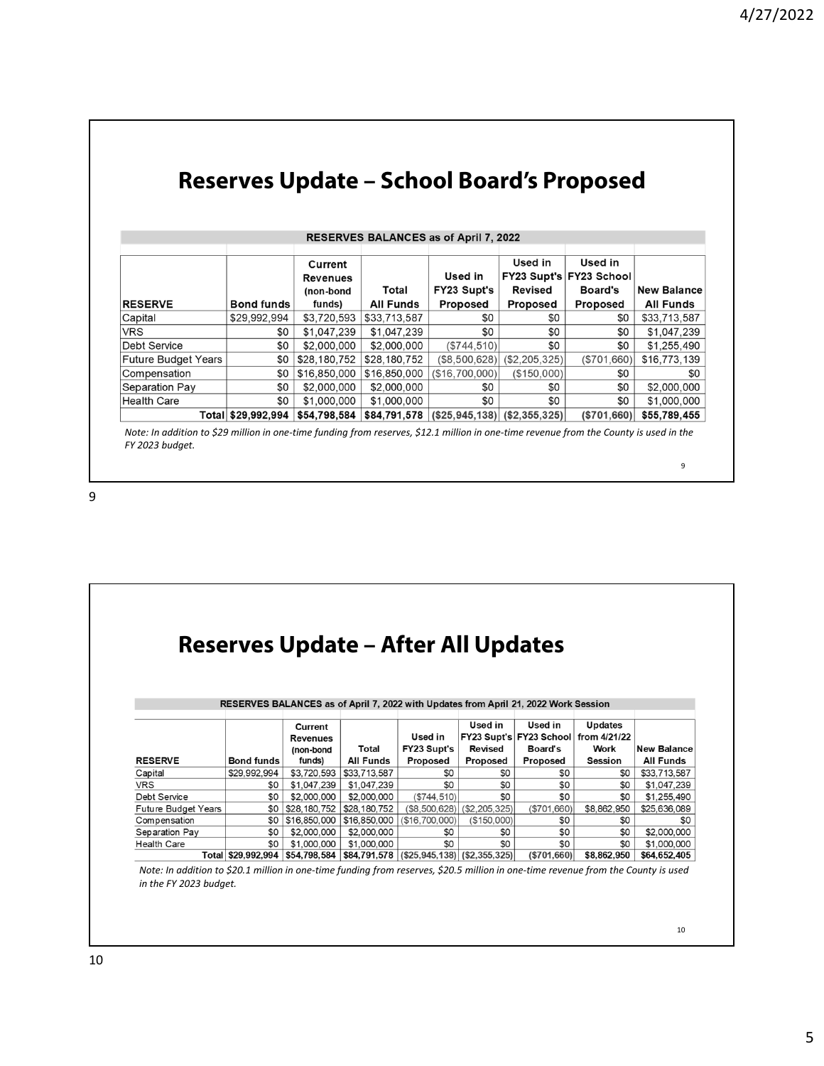## Reserves Update – School Board's Proposed

| RESERVES BALANCES as of April 7, 2022 | | | | | | | |
|---|---|---|---|---|---|---|---|
| RESERVE | Bond funds | Current Revenues (non-bond funds) | Total All Funds | Used in FY23 Supt's Proposed | Used in FY23 Supt's Revised Proposed | Used in FY23 School Board's Proposed | New Balance All Funds |
| Capital | $29,992,994 | $3,720,593 | $33,713,587 | $0 | $0 | $0 | $33,713,587 |
| VRS | $0 | $1,047,239 | $1,047,239 | $0 | $0 | $0 | $1,047,239 |
| Debt Service | $0 | $2,000,000 | $2,000,000 | ($744,510) | $0 | $0 | $1,255,490 |
| Future Budget Years | $0 | $28,180,752 | $28,180,752 | ($8,500,628) | ($2,205,325) | ($701,660) | $16,773,139 |
| Compensation | $0 | $16,850,000 | $16,850,000 | ($16,700,000) | ($150,000) | $0 | $0 |
| Separation Pay | $0 | $2,000,000 | $2,000,000 | $0 | $0 | $0 | $2,000,000 |
| Health Care | $0 | $1,000,000 | $1,000,000 | $0 | $0 | $0 | $1,000,000 |
| Total | $29,992,994 | $54,798,584 | $84,791,578 | ($25,945,138) | ($2,355,325) | ($701,660) | $55,789,455 |

*Note: In addition to $29 million in one-time funding from reserves, $12.1 million in one-time revenue from the County is used in the FY 2023 budget.*

## Reserves Update – After All Updates

| RESERVES BALANCES as of April 7, 2022 with Updates from April 21, 2022 Work Session | | | | | | | | |
|---|---|---|---|---|---|---|---|---|
| RESERVE | Bond funds | Current Revenues (non-bond funds) | Total All Funds | Used in FY23 Supt's Proposed | Used in FY23 Supt's Revised Proposed | Used in FY23 School Board's Proposed | Updates from 4/21/22 Work Session | New Balance All Funds |
| Capital | $29,992,994 | $3,720,593 | $33,713,587 | $0 | $0 | $0 | $0 | $33,713,587 |
| VRS | $0 | $1,047,239 | $1,047,239 | $0 | $0 | $0 | $0 | $1,047,239 |
| Debt Service | $0 | $2,000,000 | $2,000,000 | ($744,510) | $0 | $0 | $0 | $1,255,490 |
| Future Budget Years | $0 | $28,180,752 | $28,180,752 | ($8,500,628) | ($2,205,325) | ($701,660) | $8,862,950 | $25,636,089 |
| Compensation | $0 | $16,850,000 | $16,850,000 | ($16,700,000) | ($150,000) | $0 | $0 | $0 |
| Separation Pay | $0 | $2,000,000 | $2,000,000 | $0 | $0 | $0 | $0 | $2,000,000 |
| Health Care | $0 | $1,000,000 | $1,000,000 | $0 | $0 | $0 | $0 | $1,000,000 |
| Total | $29,992,994 | $54,798,584 | $84,791,578 | ($25,945,138) | ($2,355,325) | ($701,660) | $8,862,950 | $64,652,405 |

*Note: In addition to $20.1 million in one-time funding from reserves, $20.5 million in one-time revenue from the County is used in the FY 2023 budget.*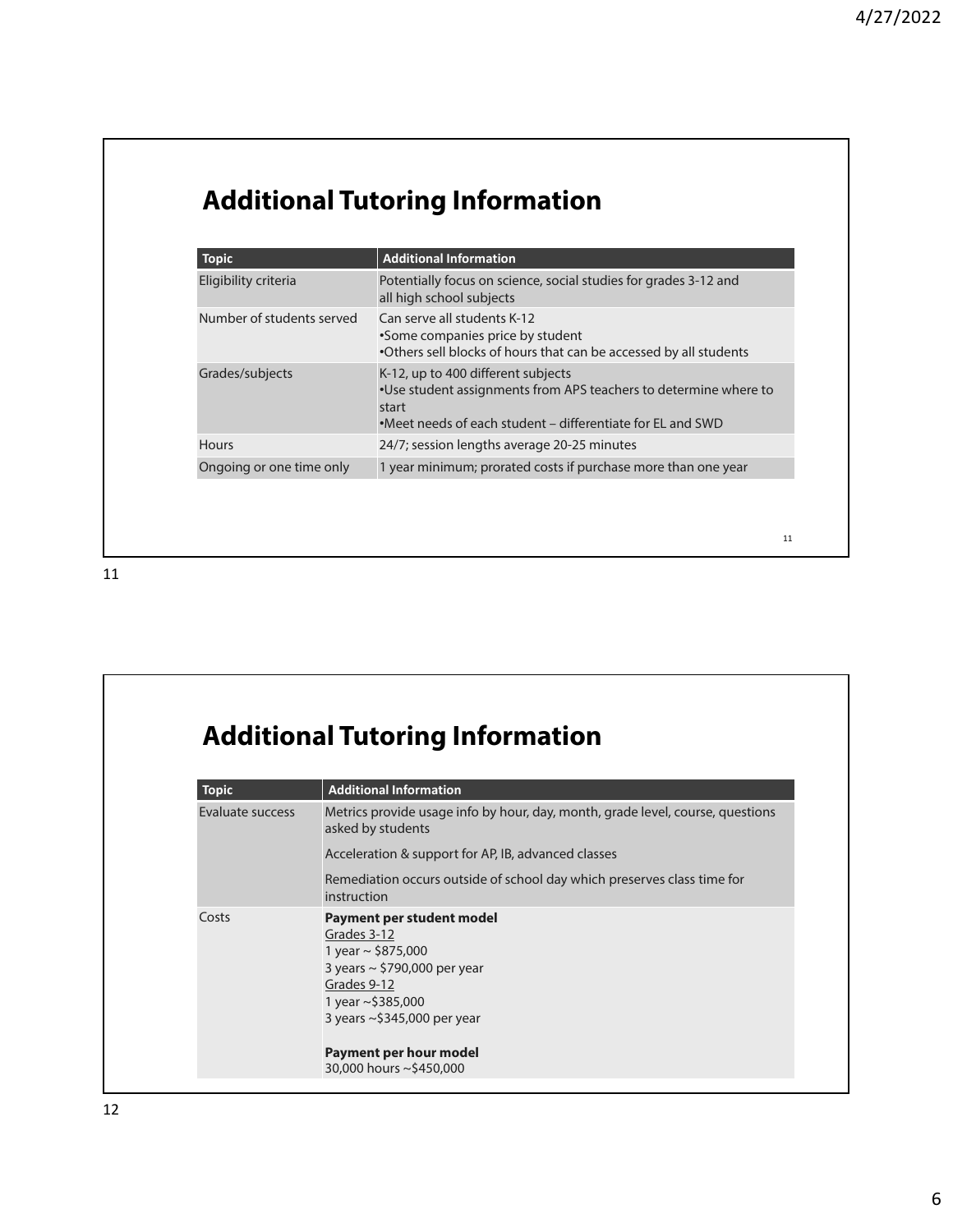## Additional Tutoring Information

| Topic | Additional Information |
| --- | --- |
| Eligibility criteria | Potentially focus on science, social studies for grades 3-12 and all high school subjects |
| Number of students served | Can serve all students K-12<br>•Some companies price by student<br>•Others sell blocks of hours that can be accessed by all students |
| Grades/subjects | K-12, up to 400 different subjects<br>•Use student assignments from APS teachers to determine where to start<br>•Meet needs of each student – differentiate for EL and SWD |
| Hours | 24/7; session lengths average 20-25 minutes |
| Ongoing or one time only | 1 year minimum; prorated costs if purchase more than one year |

## Additional Tutoring Information

| Topic | Additional Information |
| --- | --- |
| Evaluate success | Metrics provide usage info by hour, day, month, grade level, course, questions asked by students<br><br>Acceleration & support for AP, IB, advanced classes<br><br>Remediation occurs outside of school day which preserves class time for instruction |
| Costs | **Payment per student model**<br>Grades 3-12<br>1 year ~ $875,000<br>3 years ~ $790,000 per year<br>Grades 9-12<br>1 year ~$385,000<br>3 years ~$345,000 per year<br><br>**Payment per hour model**<br>30,000 hours ~$450,000 |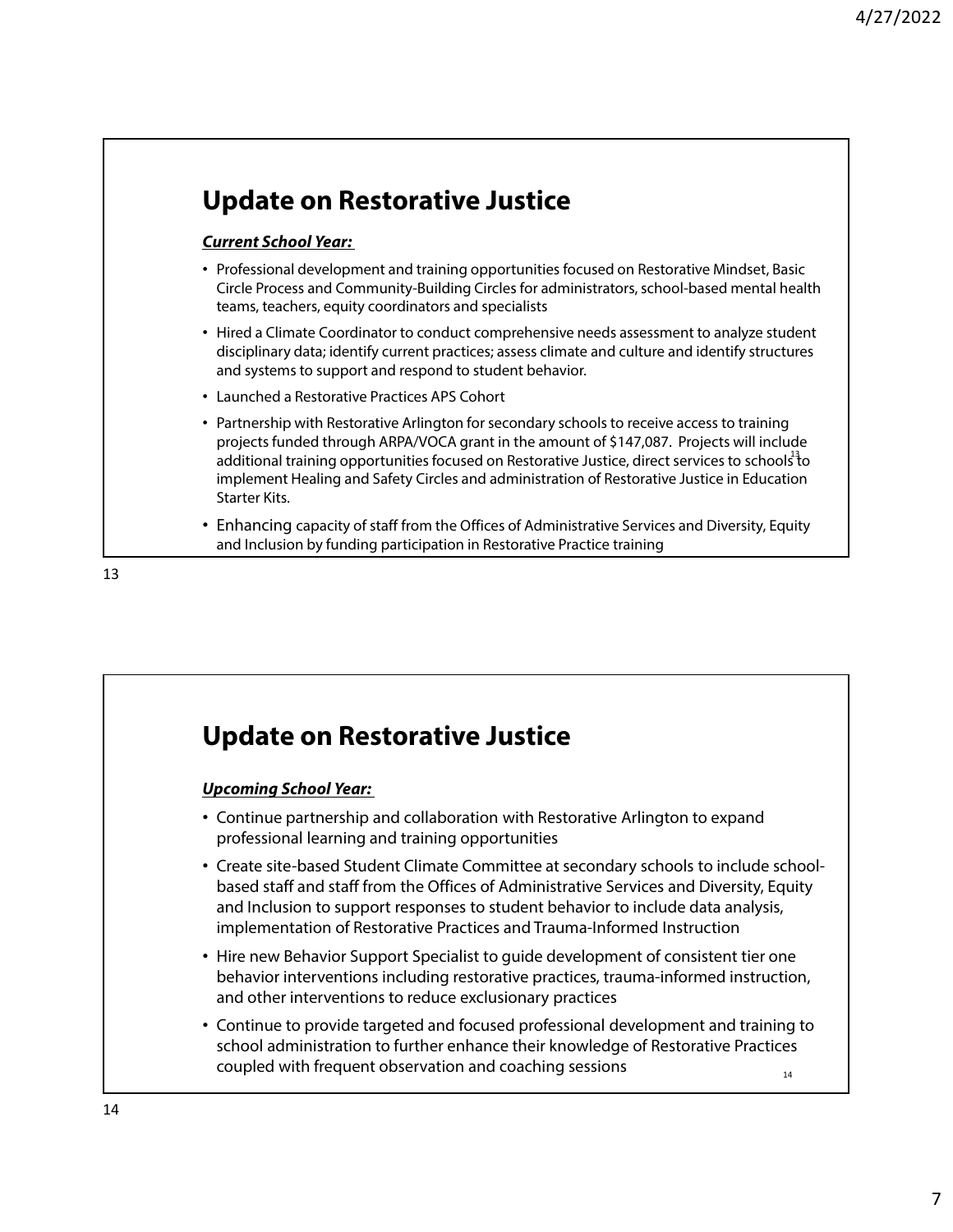## Update on Restorative Justice

***Current School Year:***

- Professional development and training opportunities focused on Restorative Mindset, Basic Circle Process and Community-Building Circles for administrators, school-based mental health teams, teachers, equity coordinators and specialists
- Hired a Climate Coordinator to conduct comprehensive needs assessment to analyze student disciplinary data; identify current practices; assess climate and culture and identify structures and systems to support and respond to student behavior.
- Launched a Restorative Practices APS Cohort
- Partnership with Restorative Arlington for secondary schools to receive access to training projects funded through ARPA/VOCA grant in the amount of $147,087. Projects will include additional training opportunities focused on Restorative Justice, direct services to schools to implement Healing and Safety Circles and administration of Restorative Justice in Education Starter Kits.
- Enhancing capacity of staff from the Offices of Administrative Services and Diversity, Equity and Inclusion by funding participation in Restorative Practice training

## Update on Restorative Justice

***Upcoming School Year:***

- Continue partnership and collaboration with Restorative Arlington to expand professional learning and training opportunities
- Create site-based Student Climate Committee at secondary schools to include school-based staff and staff from the Offices of Administrative Services and Diversity, Equity and Inclusion to support responses to student behavior to include data analysis, implementation of Restorative Practices and Trauma-Informed Instruction
- Hire new Behavior Support Specialist to guide development of consistent tier one behavior interventions including restorative practices, trauma-informed instruction, and other interventions to reduce exclusionary practices
- Continue to provide targeted and focused professional development and training to school administration to further enhance their knowledge of Restorative Practices coupled with frequent observation and coaching sessions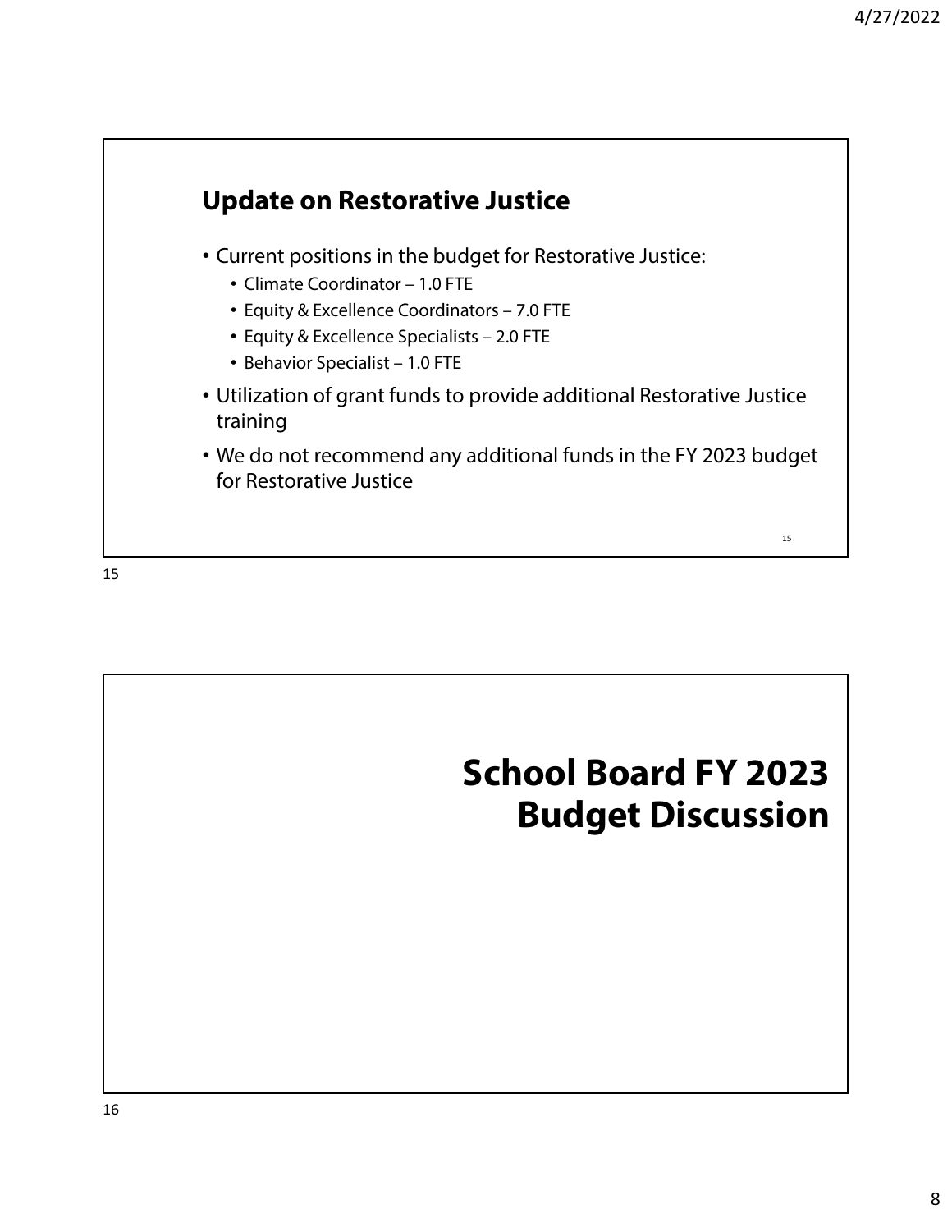## Update on Restorative Justice

- Current positions in the budget for Restorative Justice:
  - Climate Coordinator – 1.0 FTE
  - Equity & Excellence Coordinators – 7.0 FTE
  - Equity & Excellence Specialists – 2.0 FTE
  - Behavior Specialist – 1.0 FTE
- Utilization of grant funds to provide additional Restorative Justice training
- We do not recommend any additional funds in the FY 2023 budget for Restorative Justice

# School Board FY 2023 Budget Discussion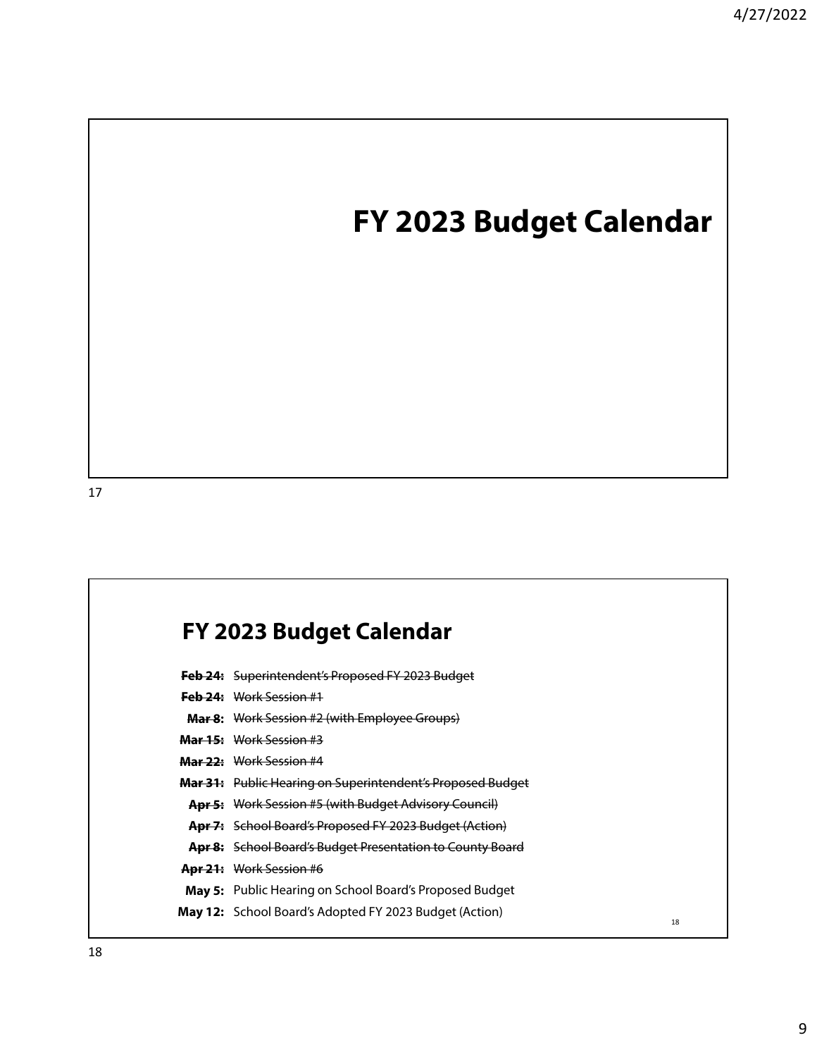# FY 2023 Budget Calendar

## FY 2023 Budget Calendar

- ~~**Feb 24:** Superintendent's Proposed FY 2023 Budget~~
- ~~**Feb 24:** Work Session #1~~
- ~~**Mar 8:** Work Session #2 (with Employee Groups)~~
- ~~**Mar 15:** Work Session #3~~
- ~~**Mar 22:** Work Session #4~~
- ~~**Mar 31:** Public Hearing on Superintendent's Proposed Budget~~
- ~~**Apr 5:** Work Session #5 (with Budget Advisory Council)~~
- ~~**Apr 7:** School Board's Proposed FY 2023 Budget (Action)~~
- ~~**Apr 8:** School Board's Budget Presentation to County Board~~
- ~~**Apr 21:** Work Session #6~~
- **May 5:** Public Hearing on School Board's Proposed Budget
- **May 12:** School Board's Adopted FY 2023 Budget (Action)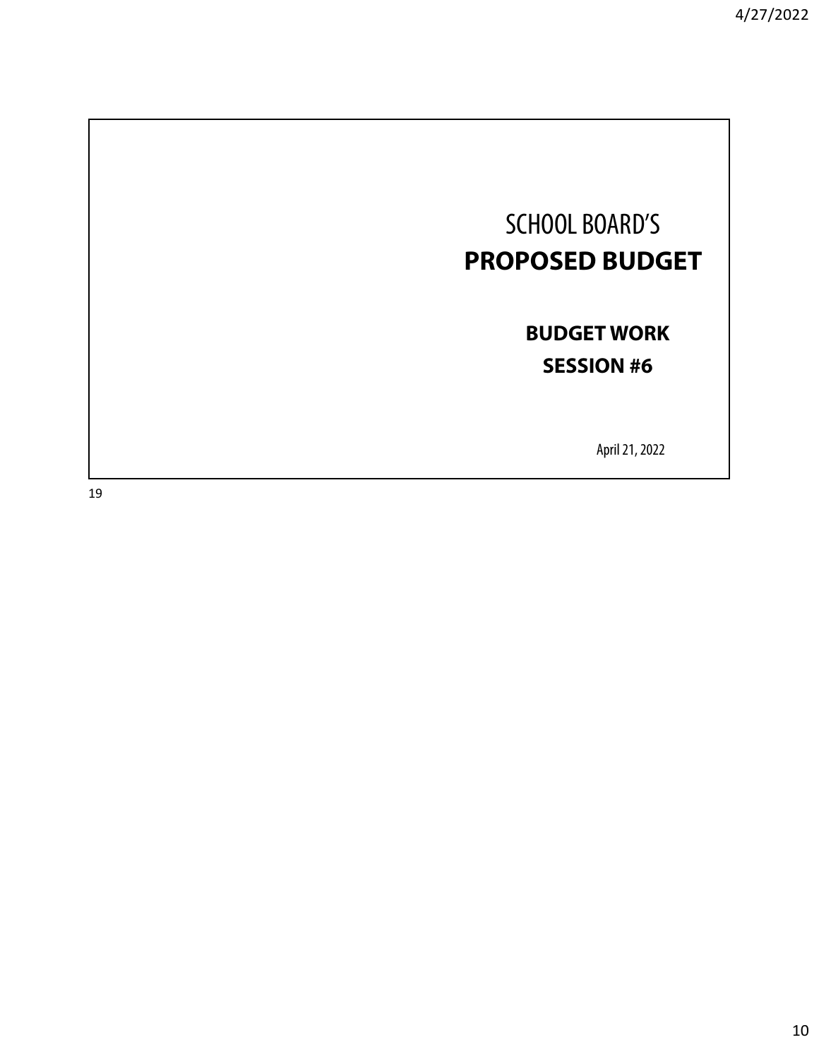SCHOOL BOARD'S

# PROPOSED BUDGET

## BUDGET WORK SESSION #6

April 21, 2022